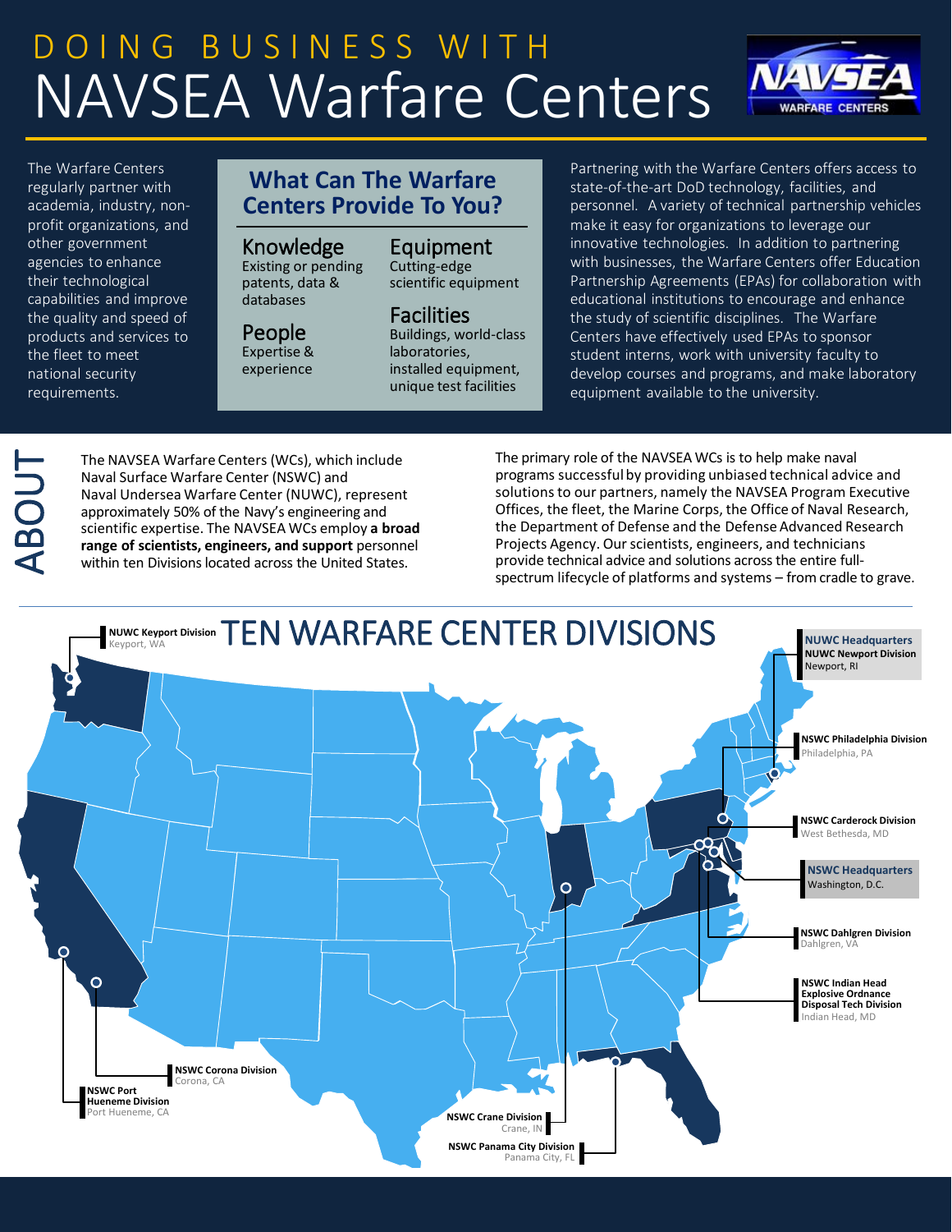# DOING BUSINESS WITH NAVSEA Warfare Centers

NAVSEA WARFARE CENTERS

The Warfare Centers regularly partner with academia, industry, non-profit organizations, and other government agencies to enhance their technological capabilities and improve the quality and speed of products and services to the fleet to meet national security requirements.

## What Can The Warfare Centers Provide To You?

**Knowledge**
Existing or pending patents, data & databases

**People**
Expertise & experience

**Equipment**
Cutting-edge scientific equipment

**Facilities**
Buildings, world-class laboratories, installed equipment, unique test facilities

Partnering with the Warfare Centers offers access to state-of-the-art DoD technology, facilities, and personnel. A variety of technical partnership vehicles make it easy for organizations to leverage our innovative technologies. In addition to partnering with businesses, the Warfare Centers offer Education Partnership Agreements (EPAs) for collaboration with educational institutions to encourage and enhance the study of scientific disciplines. The Warfare Centers have effectively used EPAs to sponsor student interns, work with university faculty to develop courses and programs, and make laboratory equipment available to the university.

## ABOUT

The NAVSEA Warfare Centers (WCs), which include Naval Surface Warfare Center (NSWC) and Naval Undersea Warfare Center (NUWC), represent approximately 50% of the Navy's engineering and scientific expertise. The NAVSEA WCs employ **a broad range of scientists, engineers, and support** personnel within ten Divisions located across the United States.

The primary role of the NAVSEA WCs is to help make naval programs successful by providing unbiased technical advice and solutions to our partners, namely the NAVSEA Program Executive Offices, the fleet, the Marine Corps, the Office of Naval Research, the Department of Defense and the Defense Advanced Research Projects Agency. Our scientists, engineers, and technicians provide technical advice and solutions across the entire full-spectrum lifecycle of platforms and systems – from cradle to grave.

## TEN WARFARE CENTER DIVISIONS

- **NUWC Keyport Division** – Keyport, WA
- **NUWC Headquarters** / **NUWC Newport Division** – Newport, RI
- **NSWC Philadelphia Division** – Philadelphia, PA
- **NSWC Carderock Division** – West Bethesda, MD
- **NSWC Headquarters** – Washington, D.C.
- **NSWC Dahlgren Division** – Dahlgren, VA
- **NSWC Indian Head Explosive Ordnance Disposal Tech Division** – Indian Head, MD
- **NSWC Corona Division** – Corona, CA
- **NSWC Port Hueneme Division** – Port Hueneme, CA
- **NSWC Crane Division** – Crane, IN
- **NSWC Panama City Division** – Panama City, FL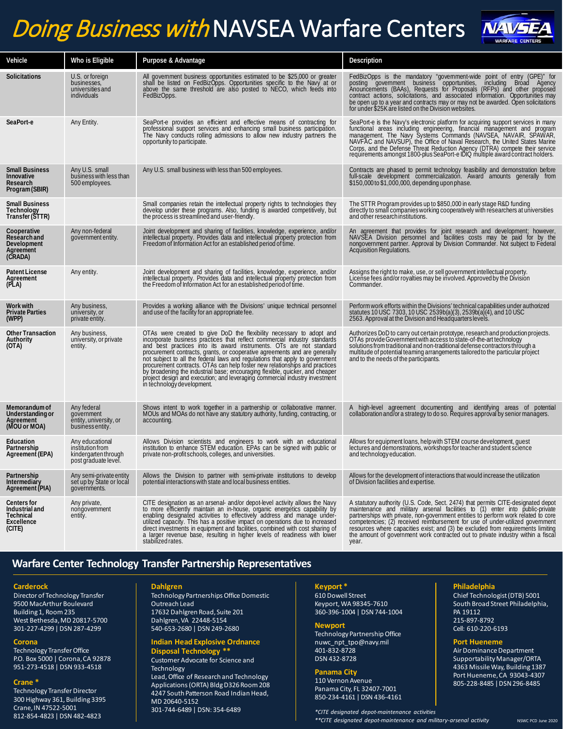# *Doing Business with* NAVSEA Warfare Centers

| Vehicle | Who is Eligible | Purpose & Advantage | Description |
|---|---|---|---|
| **Solicitations** | U.S. or foreign businesses, universities and individuals | All government business opportunities estimated to be $25,000 or greater shall be listed on FedBizOpps. Opportunities specific to the Navy at or above the same threshold are also posted to NECO, which feeds into FedBizOpps. | FedBizOpps is the mandatory "government-wide point of entry (GPE)" for posting government business opportunities, including Broad Agency Anouncements (BAAs), Requests for Proposals (RFPs) and other proposed contract actions, solicitations, and associated information. Opportunities may be open up to a year and contracts may or may not be awarded. Open solicitations for under $25K are listed on the Division websites. |
| **SeaPort-e** | Any Entity. | SeaPort-e provides an efficient and effective means of contracting for professional support services and enhancing small business participation. The Navy conducts rolling admissions to allow new industry partners the opportunity to participate. | SeaPort-e is the Navy's electronic platform for acquiring support services in many functional areas including engineering, financial management and program management. The Navy Systems Commands (NAVSEA, NAVAIR, SPAWAR, NAVFAC and NAVSUP), the Office of Naval Research, the United States Marine Corps, and the Defense Threat Reduction Agency (DTRA) compete their service requirements amongst 1800-plus SeaPort-e IDIQ multiple award contract holders. |
| **Small Business Innovative Research Program (SBIR)** | Any U.S. small business with less than 500 employees. | Any U.S. small business with less than 500 employees. | Contracts are phased to permit technology feasibility and demonstration before full-scale development commercialization. Award amounts generally from $150,000 to $1,000,000, depending upon phase. |
| **Small Business Technology Transfer (STTR)** | | Small companies retain the intellectual property rights to technologies they develop under these programs. Also, funding is awarded competitively, but the process is streamlined and user-friendly. | The STTR Program provides up to $850,000 in early stage R&D funding directly to small companies working cooperatively with researchers at universities and other research institutions. |
| **Cooperative Research and Development Agreement (CRADA)** | Any non-federal government entity. | Joint development and sharing of facilities, knowledge, experience, and/or intellectual property. Provides data and intellectual property protection from Freedom of Information Act for an established period of time. | An agreement that provides for joint research and development; however, NAVSEA Division personnel and facilities costs may be paid for by the nongovernment partner. Approval by Division Commander. Not subject to Federal Acquisition Regulations. |
| **Patent License Agreement (PLA)** | Any entity. | Joint development and sharing of facilities, knowledge, experience, and/or intellectual property. Provides data and intellectual property protection from the Freedom of Information Act for an established period of time. | Assigns the right to make, use, or sell government intellectual property. License fees and/or royalties may be involved. Approved by the Division Commander. |
| **Work with Private Parties (WPP)** | Any business, university, or private entity. | Provides a working alliance with the Divisions' unique technical personnel and use of the facility for an appropriate fee. | Perform work efforts within the Divisions' technical capabilities under authorized statutes 10 USC 7303, 10 USC 2539b(a)(3), 2539b(a)(4), and 10 USC 2563. Approval at the Division and Headquarters levels. |
| **Other Transaction Authority (OTA)** | Any business, university, or private entity. | OTAs were created to give DoD the flexibility necessary to adopt and incorporate business practices that reflect commercial industry standards and best practices into its award instruments. OTs are not standard procurement contracts, grants, or cooperative agreements and are generally not subject to all the federal laws and regulations that apply to government procurement contracts. OTAs can help foster new relationships and practices by broadening the industrial base; encouraging flexible, quicker, and cheaper project design and execution; and leveraging commercial industry investment in technology development. | Authorizes DoD to carry out certain prototype, research and production projects. OTAs provide Government with access to state-of-the-art technology solutions from traditional and non-traditional defense contractors through a multitude of potential teaming arrangements tailored to the particular project and to the needs of the participants. |
| **Memorandum of Understanding or Agreement (MOU or MOA)** | Any federal government entity, university, or business entity. | Shows intent to work together in a partnership or collaborative manner. MOUs and MOAs do not have any statutory authority, funding, contracting, or accounting. | A high-level agreement documenting and identifying areas of potential collaboration and/or a strategy to do so. Requires approval by senior managers. |
| **Education Partnership Agreement (EPA)** | Any educational institution from kindergarten through post graduate level. | Allows Division scientists and engineers to work with an educational institution to enhance STEM education. EPAs can be signed with public or private non-profit schools, colleges, and universities. | Allows for equipment loans, help with STEM course development, guest lectures and demonstrations, workshops for teacher and student science and technology education. |
| **Partnership Intermediary Agreement (PIA)** | Any semi-private entity set up by State or local governments. | Allows the Division to partner with semi-private institutions to develop potential interactions with state and local business entities. | Allows for the development of interactions that would increase the utilization of Division facilities and expertise. |
| **Centers for Industrial and Technical Excellence (CITE)** | Any private, nongovernment entity. | CITE designation as an arsenal- and/or depot-level activity allows the Navy to more efficiently maintain an in-house, organic energetics capability by enabling designated activities to effectively address and manage under-utilized capacity. This has a positive impact on operations due to increased direct investments in equipment and facilities, combined with cost sharing of a larger revenue base, resulting in higher levels of readiness with lower stabilized rates. | A statutory authority (U.S. Code, Sect. 2474) that permits CITE-designated depot maintenance and military arsenal facilities to (1) enter into public-private partnerships with private, non-government entities to perform work related to core competencies; (2) received reimbursement for use of under-utilized government resources where capacities exist; and (3) be excluded from requirements limiting the amount of government work contracted out to private industry within a fiscal year. |

## Warfare Center Technology Transfer Partnership Representatives

**Carderock**
Director of Technology Transfer
9500 MacArthur Boulevard
Building 1, Room 235
West Bethesda, MD 20817-5700
301-227-4299 | DSN 287-4299

**Corona**
Technology Transfer Office
P.O. Box 5000 | Corona, CA 92878
951-273-4518 | DSN 933-4518

**Crane \***
Technology Transfer Director
300 Highway 361, Building 3395
Crane, IN 47522-5001
812-854-4823 | DSN 482-4823

**Dahlgren**
Technology Partnerships Office Domestic Outreach Lead
17632 Dahlgren Road, Suite 201
Dahlgren, VA 22448-5154
540-653-2680 | DSN 249-2680

**Indian Head Explosive Ordnance Disposal Technology \*\***
Customer Advocate for Science and Technology
Lead, Office of Research and Technology Applications (ORTA) Bldg D326 Room 208
4247 South Patterson Road Indian Head, MD 20640-5152
301-744-6489 | DSN: 354-6489

**Keyport \***
610 Dowell Street
Keyport, WA 98345-7610
360-396-1004 | DSN 744-1004

**Newport**
Technology Partnership Office
nuwc_npt_tpo@navy.mil
401-832-8728
DSN 432-8728

**Panama City**
110 Vernon Avenue
Panama City, FL 32407-7001
850-234-4161 | DSN 436-4161

**Philadelphia**
Chief Technologist (DTB) 5001 South Broad Street Philadelphia, PA 19112
215-897-8792
Cell: 610-220-6193

**Port Hueneme**
Air Dominance Department Supportability Manager/ORTA
4363 Missile Way, Building 1387
Port Hueneme, CA 93043-4307
805-228-8485 | DSN 296-8485

*\*CITE designated depot-maintenance activities*
*\*\*CITE designated depot-maintenance and military-arsenal activity*

NSWC PCD June 2020